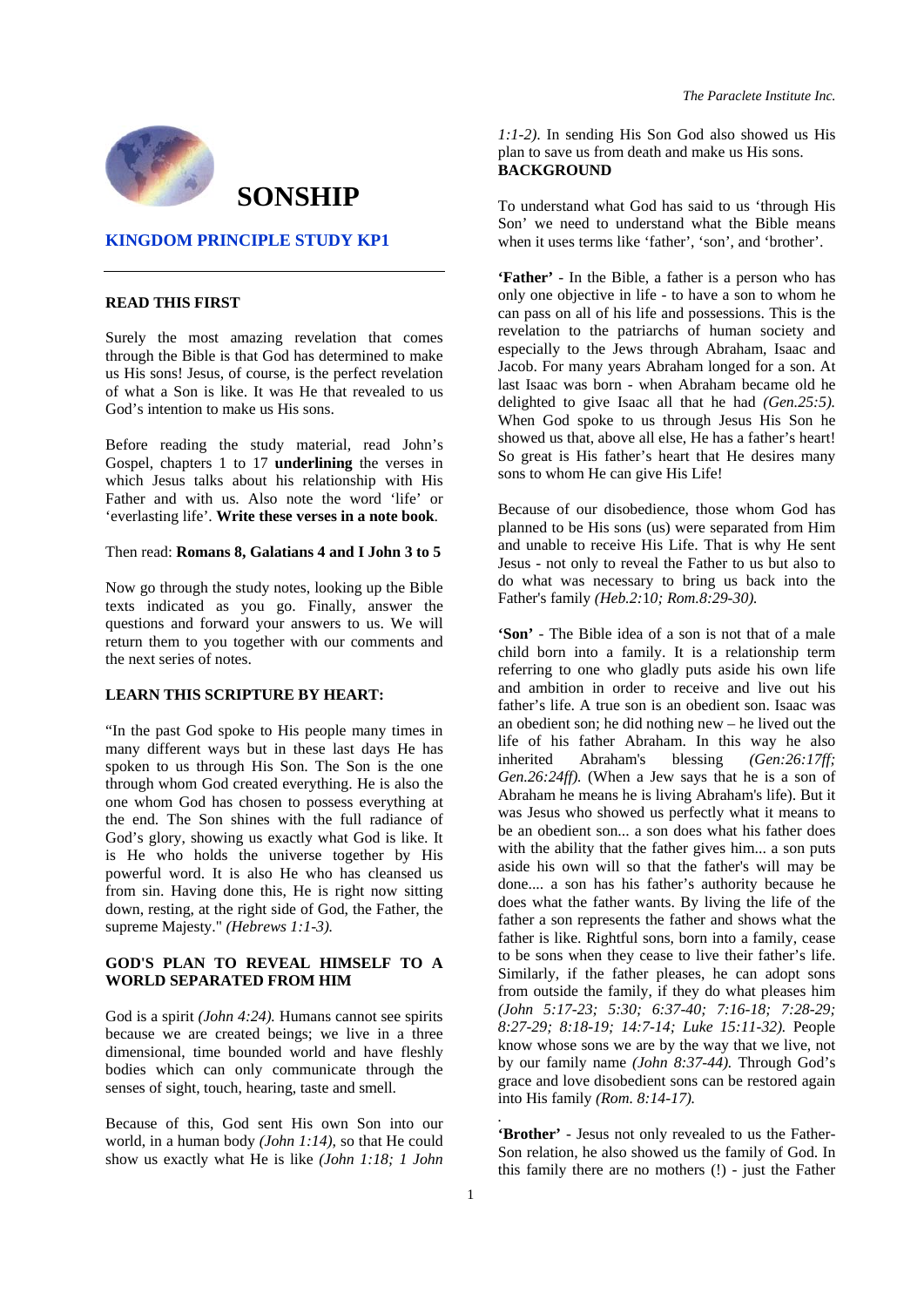# SONSHIP

## KINGDOM PRINCIPLE STUDY KP1

### READ THIS FIRST

Surely the most amazing revelation that comes through the Bible is that God has determined to make us His sons! Jesus, of course, is the perfect revelation of what a Son is like. It was He that revealed to us God's intention to make us His sons.

Before reading the study material, read John's Gospel, chapters 1 to 17 **underlining** the verses in which Jesus talks about his relationship with His Father and with us. Also note the word 'life' or 'everlasting life'. **Write these verses in a note book**.

Then read: **Romans 8, Galatians 4 and I John 3 to 5**

Now go through the study notes, looking up the Bible texts indicated as you go. Finally, answer the questions and forward your answers to us. We will return them to you together with our comments and the next series of notes.

### LEARN THIS SCRIPTURE BY HEART:

"In the past God spoke to His people many times in many different ways but in these last days He has spoken to us through His Son. The Son is the one through whom God created everything. He is also the one whom God has chosen to possess everything at the end. The Son shines with the full radiance of God's glory, showing us exactly what God is like. It is He who holds the universe together by His powerful word. It is also He who has cleansed us from sin. Having done this, He is right now sitting down, resting, at the right side of God, the Father, the supreme Majesty." *(Hebrews 1:1-3).*

### GOD'S PLAN TO REVEAL HIMSELF TO A WORLD SEPARATED FROM HIM

God is a spirit *(John 4:24).* Humans cannot see spirits because we are created beings; we live in a three dimensional, time bounded world and have fleshly bodies which can only communicate through the senses of sight, touch, hearing, taste and smell.

Because of this, God sent His own Son into our world, in a human body *(John 1:14),* so that He could show us exactly what He is like *(John 1:18; 1 John 1:1-2).* In sending His Son God also showed us His plan to save us from death and make us His sons.

### BACKGROUND

To understand what God has said to us 'through His Son' we need to understand what the Bible means when it uses terms like 'father', 'son', and 'brother'.

**'Father'** - In the Bible, a father is a person who has only one objective in life - to have a son to whom he can pass on all of his life and possessions. This is the revelation to the patriarchs of human society and especially to the Jews through Abraham, Isaac and Jacob. For many years Abraham longed for a son. At last Isaac was born - when Abraham became old he delighted to give Isaac all that he had *(Gen.25:5).* When God spoke to us through Jesus His Son he showed us that, above all else, He has a father's heart! So great is His father's heart that He desires many sons to whom He can give His Life!

Because of our disobedience, those whom God has planned to be His sons (us) were separated from Him and unable to receive His Life. That is why He sent Jesus - not only to reveal the Father to us but also to do what was necessary to bring us back into the Father's family *(Heb.2:10; Rom.8:29-30).*

**'Son'** - The Bible idea of a son is not that of a male child born into a family. It is a relationship term referring to one who gladly puts aside his own life and ambition in order to receive and live out his father's life. A true son is an obedient son. Isaac was an obedient son; he did nothing new – he lived out the life of his father Abraham. In this way he also inherited Abraham's blessing *(Gen:26:17ff; Gen.26:24ff).* (When a Jew says that he is a son of Abraham he means he is living Abraham's life). But it was Jesus who showed us perfectly what it means to be an obedient son... a son does what his father does with the ability that the father gives him... a son puts aside his own will so that the father's will may be done.... a son has his father's authority because he does what the father wants. By living the life of the father a son represents the father and shows what the father is like. Rightful sons, born into a family, cease to be sons when they cease to live their father's life. Similarly, if the father pleases, he can adopt sons from outside the family, if they do what pleases him *(John 5:17-23; 5:30; 6:37-40; 7:16-18; 7:28-29; 8:27-29; 8:18-19; 14:7-14; Luke 15:11-32).* People know whose sons we are by the way that we live, not by our family name *(John 8:37-44).* Through God's grace and love disobedient sons can be restored again into His family *(Rom. 8:14-17).*

**'Brother'** - Jesus not only revealed to us the Father-Son relation, he also showed us the family of God. In this family there are no mothers (!) - just the Father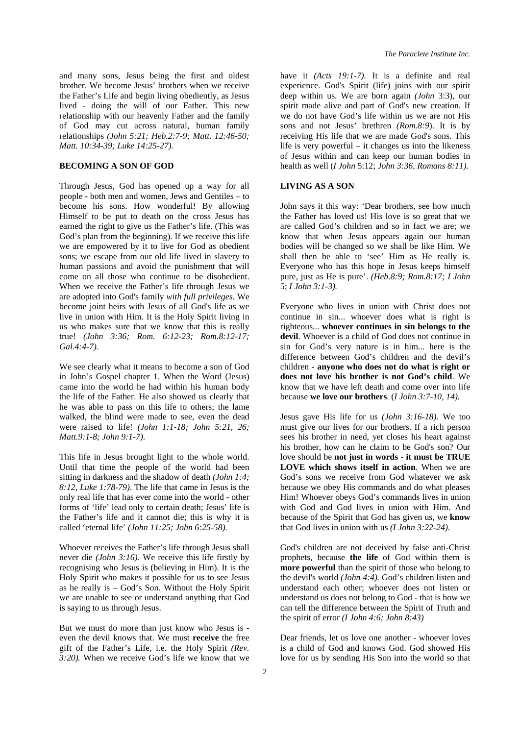and many sons, Jesus being the first and oldest brother. We become Jesus' brothers when we receive the Father's Life and begin living obediently, as Jesus lived - doing the will of our Father. This new relationship with our heavenly Father and the family of God may cut across natural, human family relationships *(John 5:21; Heb.2:7-9; Matt. 12:46-50; Matt. 10:34-39; Luke 14:25-27).*

**BECOMING A SON OF GOD**

Through Jesus, God has opened up a way for all people - both men and women, Jews and Gentiles – to become his sons. How wonderful! By allowing Himself to be put to death on the cross Jesus has earned the right to give us the Father's life. (This was God's plan from the beginning). If we receive this life we are empowered by it to live for God as obedient sons; we escape from our old life lived in slavery to human passions and avoid the punishment that will come on all those who continue to be disobedient. When we receive the Father's life through Jesus we are adopted into God's family *with full privileges*. We become joint heirs with Jesus of all God's life as we live in union with Him. It is the Holy Spirit living in us who makes sure that we know that this is really true! *(John 3:36; Rom. 6:12-23; Rom.8:12-17; Gal.4:4-7).*

We see clearly what it means to become a son of God in John's Gospel chapter 1. When the Word (Jesus) came into the world he had within his human body the life of the Father. He also showed us clearly that he was able to pass on this life to others; the lame walked, the blind were made to see, even the dead were raised to life! *(John 1:1-18; John 5:21, 26; Matt.9:1-8; John 9:1-7)*.

This life in Jesus brought light to the whole world. Until that time the people of the world had been sitting in darkness and the shadow of death *(John 1:4; 8:12, Luke 1:78-79)*. The life that came in Jesus is the only real life that has ever come into the world - other forms of 'life' lead only to certain death; Jesus' life is the Father's life and it cannot die; this is why it is called 'eternal life' *(John 11:25; John 6:25-58).*

Whoever receives the Father's life through Jesus shall never die *(John 3:16).* We receive this life firstly by recognising who Jesus is (believing in Him). It is the Holy Spirit who makes it possible for us to see Jesus as he really is – God's Son. Without the Holy Spirit we are unable to see or understand anything that God is saying to us through Jesus.

But we must do more than just know who Jesus is - even the devil knows that. We must **receive** the free gift of the Father's Life, i.e. the Holy Spirit *(Rev. 3:20).* When we receive God's life we know that we have it *(Acts 19:1-7).* It is a definite and real experience. God's Spirit (life) joins with our spirit deep within us. We are born again *(John* 3:3), our spirit made alive and part of God's new creation. If we do not have God's life within us we are not His sons and not Jesus' brethren *(Rom.8:9*). It is by receiving His life that we are made God's sons. This life is very powerful – it changes us into the likeness of Jesus within and can keep our human bodies in health as well (*I John* 5:12; *John 3:36, Romans 8:11).*

**LIVING AS A SON**

John says it this way: 'Dear brothers, see how much the Father has loved us! His love is so great that we are called God's children and so in fact we are; we know that when Jesus appears again our human bodies will be changed so we shall be like Him. We shall then be able to 'see' Him as He really is. Everyone who has this hope in Jesus keeps himself pure, just as He is pure'. *(Heb.8:9; Rom.8:17; I John* 5; *I John 3:1-3).*

Everyone who lives in union with Christ does not continue in sin... whoever does what is right is righteous... **whoever continues in sin belongs to the devil**. Whoever is a child of God does not continue in sin for God's very nature is in him... here is the difference between God's children and the devil's children - **anyone who does not do what is right or does not love his brother is not God's child**. We know that we have left death and come over into life because **we love our brothers**. (*I John 3:7-10, 14).*

Jesus gave His life for us *(John 3:16-18).* We too must give our lives for our brothers. If a rich person sees his brother in need, yet closes his heart against his brother, how can he claim to be God's son? Our love should be **not just in words** - **it must be TRUE LOVE which shows itself in action**. When we are God's sons we receive from God whatever we ask because we obey His commands and do what pleases Him! Whoever obeys God's commands lives in union with God and God lives in union with Him. And because of the Spirit that God has given us, we **know** that God lives in union with us *(I John 3:22-24).*

God's children are not deceived by false anti-Christ prophets, because **the life** of God within them is **more powerful** than the spirit of those who belong to the devil's world *(John 4:4).* God's children listen and understand each other; whoever does not listen or understand us does not belong to God - that is how we can tell the difference between the Spirit of Truth and the spirit of error *(I John 4:6; John 8:43)*

Dear friends, let us love one another - whoever loves is a child of God and knows God. God showed His love for us by sending His Son into the world so that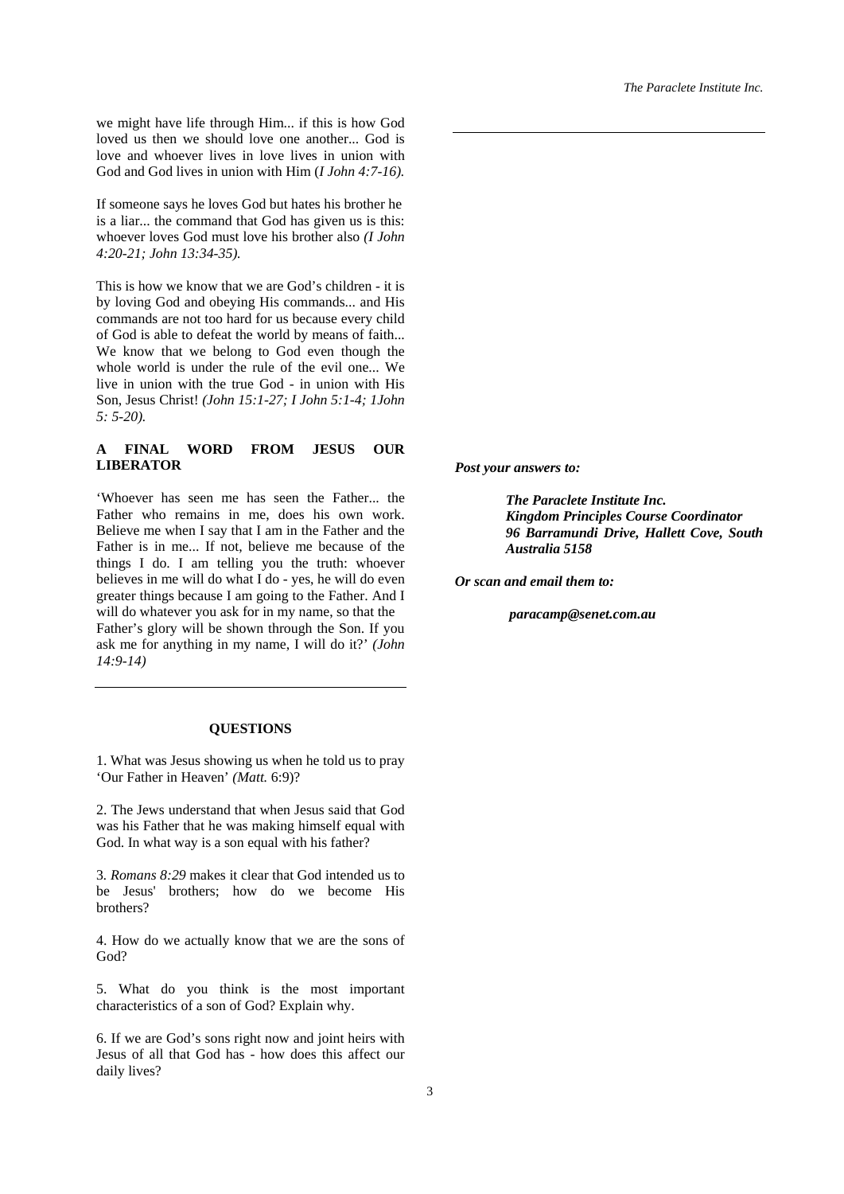we might have life through Him... if this is how God loved us then we should love one another... God is love and whoever lives in love lives in union with God and God lives in union with Him (*I John 4:7-16).*

If someone says he loves God but hates his brother he is a liar... the command that God has given us is this: whoever loves God must love his brother also *(I John 4:20-21; John 13:34-35).*

This is how we know that we are God's children - it is by loving God and obeying His commands... and His commands are not too hard for us because every child of God is able to defeat the world by means of faith... We know that we belong to God even though the whole world is under the rule of the evil one... We live in union with the true God - in union with His Son, Jesus Christ! *(John 15:1-27; I John 5:1-4; 1John 5: 5-20).*

## A FINAL WORD FROM JESUS OUR LIBERATOR

'Whoever has seen me has seen the Father... the Father who remains in me, does his own work. Believe me when I say that I am in the Father and the Father is in me... If not, believe me because of the things I do. I am telling you the truth: whoever believes in me will do what I do - yes, he will do even greater things because I am going to the Father. And I will do whatever you ask for in my name, so that the Father's glory will be shown through the Son. If you ask me for anything in my name, I will do it?' *(John 14:9-14)*

---

## QUESTIONS

1. What was Jesus showing us when he told us to pray 'Our Father in Heaven' *(Matt.* 6:9)?

2. The Jews understand that when Jesus said that God was his Father that he was making himself equal with God. In what way is a son equal with his father?

3. *Romans 8:29* makes it clear that God intended us to be Jesus' brothers; how do we become His brothers?

4. How do we actually know that we are the sons of God?

5. What do you think is the most important characteristics of a son of God? Explain why.

6. If we are God's sons right now and joint heirs with Jesus of all that God has - how does this affect our daily lives?

---

***Post your answers to:***

***The Paraclete Institute Inc.***
***Kingdom Principles Course Coordinator***
***96 Barramundi Drive, Hallett Cove, South Australia 5158***

***Or scan and email them to:***

***paracamp@senet.com.au***